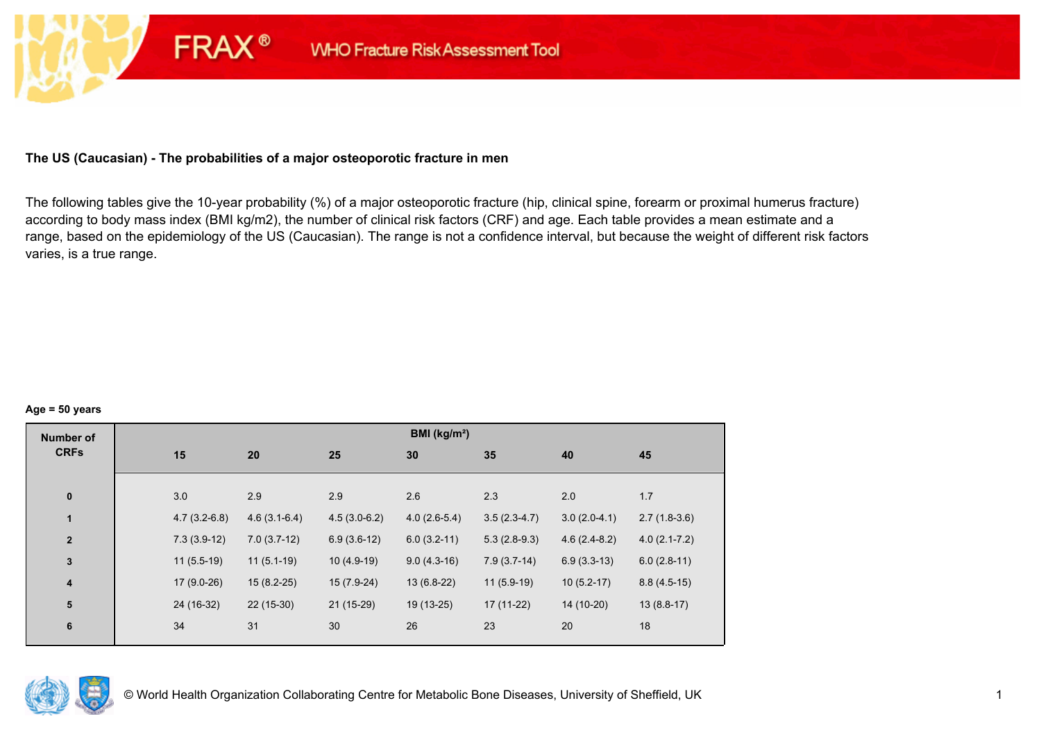FRAX® WHO Fracture Risk Assessment Tool

## The US (Caucasian) - The probabilities of a major osteoporotic fracture in men

The following tables give the 10-year probability (%) of a major osteoporotic fracture (hip, clinical spine, forearm or proximal humerus fracture) according to body mass index (BMI kg/m2), the number of clinical risk factors (CRF) and age. Each table provides a mean estimate and a range, based on the epidemiology of the US (Caucasian). The range is not a confidence interval, but because the weight of different risk factors varies, is a true range.

**Age = 50 years**

| Number of CRFs | BMI (kg/m²) | | | | | | |
|---|---|---|---|---|---|---|---|
| | 15 | 20 | 25 | 30 | 35 | 40 | 45 |
| 0 | 3.0 | 2.9 | 2.9 | 2.6 | 2.3 | 2.0 | 1.7 |
| 1 | 4.7 (3.2-6.8) | 4.6 (3.1-6.4) | 4.5 (3.0-6.2) | 4.0 (2.6-5.4) | 3.5 (2.3-4.7) | 3.0 (2.0-4.1) | 2.7 (1.8-3.6) |
| 2 | 7.3 (3.9-12) | 7.0 (3.7-12) | 6.9 (3.6-12) | 6.0 (3.2-11) | 5.3 (2.8-9.3) | 4.6 (2.4-8.2) | 4.0 (2.1-7.2) |
| 3 | 11 (5.5-19) | 11 (5.1-19) | 10 (4.9-19) | 9.0 (4.3-16) | 7.9 (3.7-14) | 6.9 (3.3-13) | 6.0 (2.8-11) |
| 4 | 17 (9.0-26) | 15 (8.2-25) | 15 (7.9-24) | 13 (6.8-22) | 11 (5.9-19) | 10 (5.2-17) | 8.8 (4.5-15) |
| 5 | 24 (16-32) | 22 (15-30) | 21 (15-29) | 19 (13-25) | 17 (11-22) | 14 (10-20) | 13 (8.8-17) |
| 6 | 34 | 31 | 30 | 26 | 23 | 20 | 18 |

© World Health Organization Collaborating Centre for Metabolic Bone Diseases, University of Sheffield, UK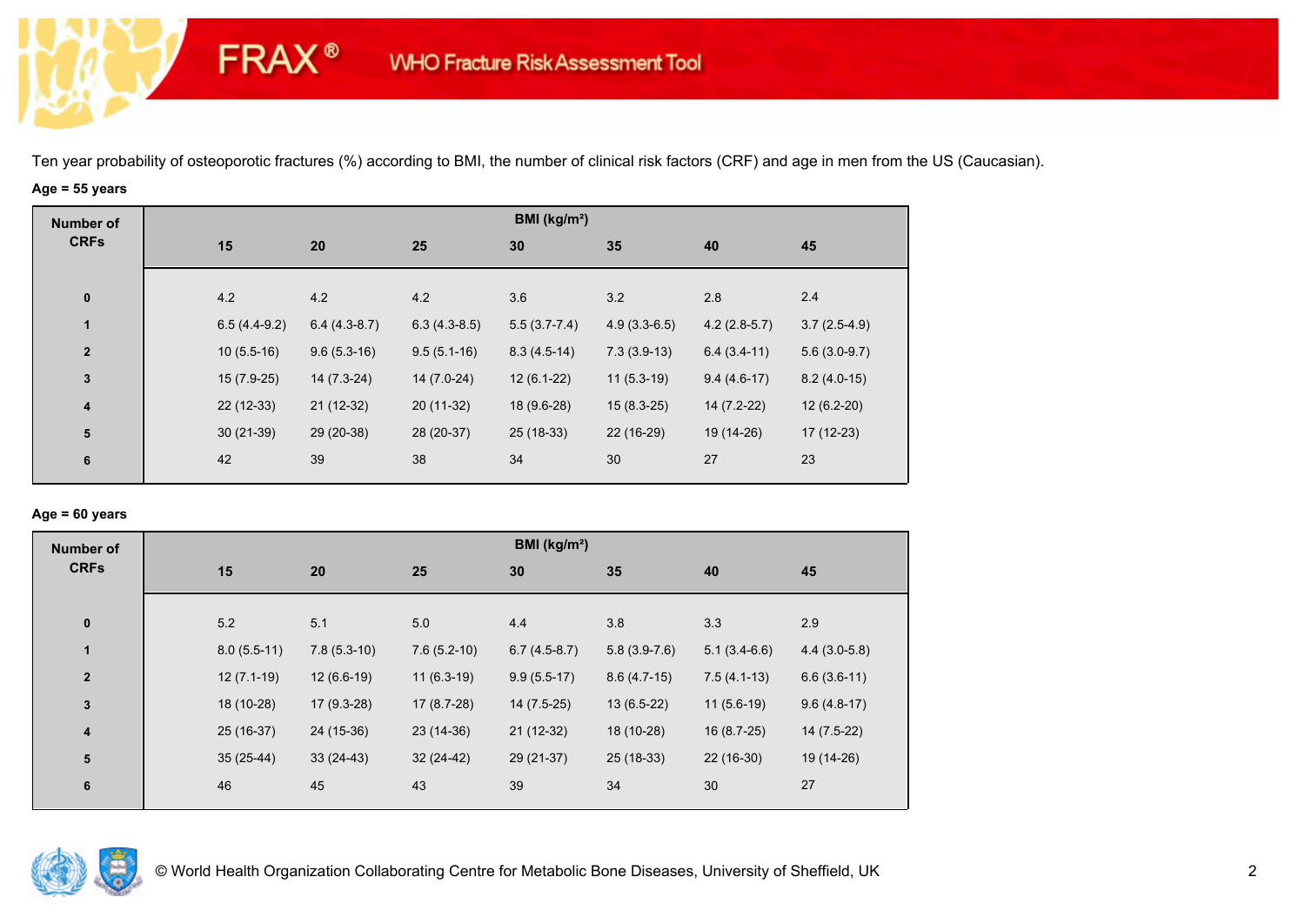Ten year probability of osteoporotic fractures (%) according to BMI, the number of clinical risk factors (CRF) and age in men from the US (Caucasian).

**Age = 55 years**

| Number of CRFs | BMI (kg/m²) | | | | | | |
|---|---|---|---|---|---|---|---|
| | 15 | 20 | 25 | 30 | 35 | 40 | 45 |
| 0 | 4.2 | 4.2 | 4.2 | 3.6 | 3.2 | 2.8 | 2.4 |
| 1 | 6.5 (4.4-9.2) | 6.4 (4.3-8.7) | 6.3 (4.3-8.5) | 5.5 (3.7-7.4) | 4.9 (3.3-6.5) | 4.2 (2.8-5.7) | 3.7 (2.5-4.9) |
| 2 | 10 (5.5-16) | 9.6 (5.3-16) | 9.5 (5.1-16) | 8.3 (4.5-14) | 7.3 (3.9-13) | 6.4 (3.4-11) | 5.6 (3.0-9.7) |
| 3 | 15 (7.9-25) | 14 (7.3-24) | 14 (7.0-24) | 12 (6.1-22) | 11 (5.3-19) | 9.4 (4.6-17) | 8.2 (4.0-15) |
| 4 | 22 (12-33) | 21 (12-32) | 20 (11-32) | 18 (9.6-28) | 15 (8.3-25) | 14 (7.2-22) | 12 (6.2-20) |
| 5 | 30 (21-39) | 29 (20-38) | 28 (20-37) | 25 (18-33) | 22 (16-29) | 19 (14-26) | 17 (12-23) |
| 6 | 42 | 39 | 38 | 34 | 30 | 27 | 23 |

**Age = 60 years**

| Number of CRFs | BMI (kg/m²) | | | | | | |
|---|---|---|---|---|---|---|---|
| | 15 | 20 | 25 | 30 | 35 | 40 | 45 |
| 0 | 5.2 | 5.1 | 5.0 | 4.4 | 3.8 | 3.3 | 2.9 |
| 1 | 8.0 (5.5-11) | 7.8 (5.3-10) | 7.6 (5.2-10) | 6.7 (4.5-8.7) | 5.8 (3.9-7.6) | 5.1 (3.4-6.6) | 4.4 (3.0-5.8) |
| 2 | 12 (7.1-19) | 12 (6.6-19) | 11 (6.3-19) | 9.9 (5.5-17) | 8.6 (4.7-15) | 7.5 (4.1-13) | 6.6 (3.6-11) |
| 3 | 18 (10-28) | 17 (9.3-28) | 17 (8.7-28) | 14 (7.5-25) | 13 (6.5-22) | 11 (5.6-19) | 9.6 (4.8-17) |
| 4 | 25 (16-37) | 24 (15-36) | 23 (14-36) | 21 (12-32) | 18 (10-28) | 16 (8.7-25) | 14 (7.5-22) |
| 5 | 35 (25-44) | 33 (24-43) | 32 (24-42) | 29 (21-37) | 25 (18-33) | 22 (16-30) | 19 (14-26) |
| 6 | 46 | 45 | 43 | 39 | 34 | 30 | 27 |

© World Health Organization Collaborating Centre for Metabolic Bone Diseases, University of Sheffield, UK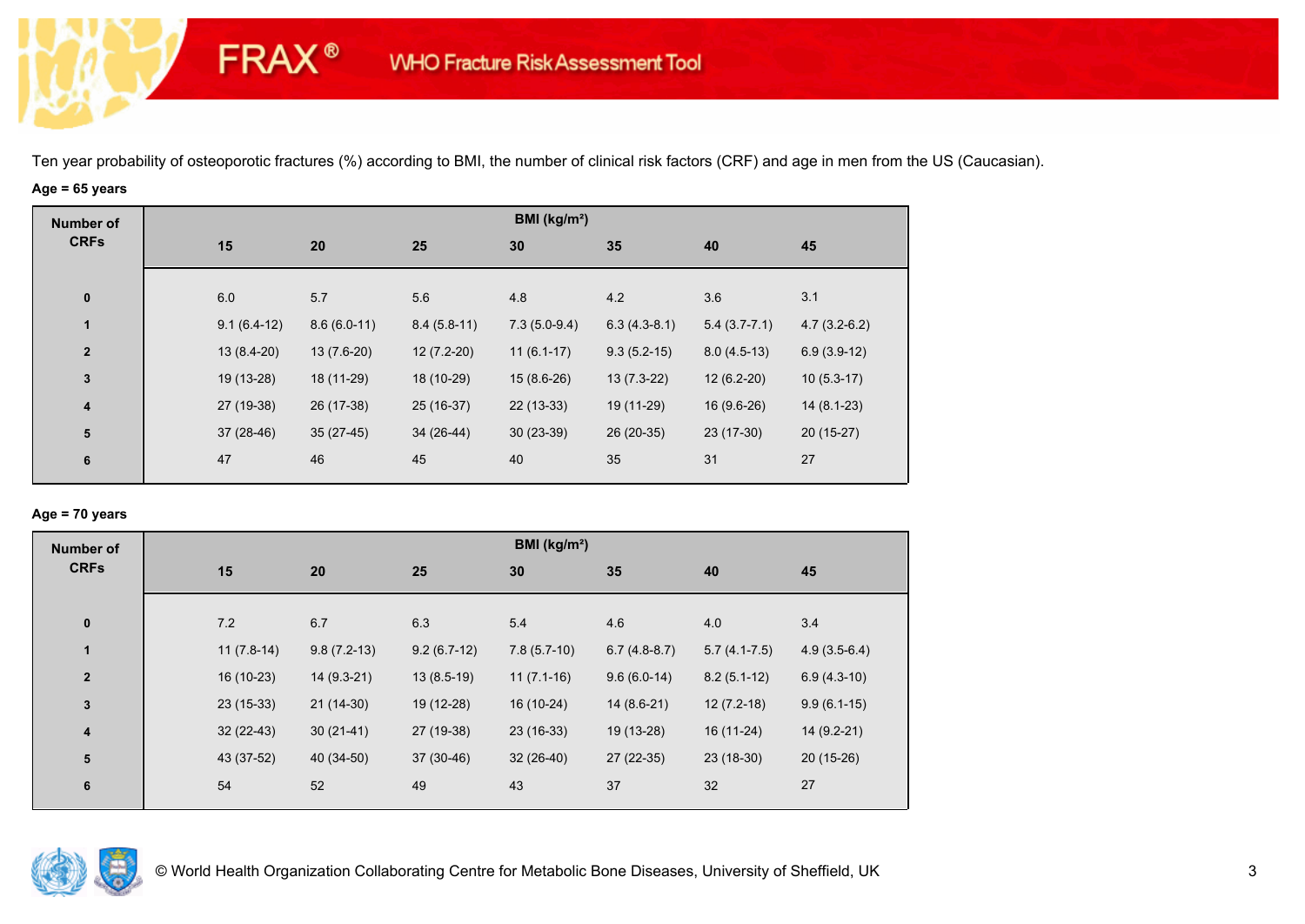FRAX® WHO Fracture Risk Assessment Tool

Ten year probability of osteoporotic fractures (%) according to BMI, the number of clinical risk factors (CRF) and age in men from the US (Caucasian).

**Age = 65 years**

| Number of CRFs | BMI (kg/m²) | | | | | | |
|---|---|---|---|---|---|---|---|
| | 15 | 20 | 25 | 30 | 35 | 40 | 45 |
| 0 | 6.0 | 5.7 | 5.6 | 4.8 | 4.2 | 3.6 | 3.1 |
| 1 | 9.1 (6.4-12) | 8.6 (6.0-11) | 8.4 (5.8-11) | 7.3 (5.0-9.4) | 6.3 (4.3-8.1) | 5.4 (3.7-7.1) | 4.7 (3.2-6.2) |
| 2 | 13 (8.4-20) | 13 (7.6-20) | 12 (7.2-20) | 11 (6.1-17) | 9.3 (5.2-15) | 8.0 (4.5-13) | 6.9 (3.9-12) |
| 3 | 19 (13-28) | 18 (11-29) | 18 (10-29) | 15 (8.6-26) | 13 (7.3-22) | 12 (6.2-20) | 10 (5.3-17) |
| 4 | 27 (19-38) | 26 (17-38) | 25 (16-37) | 22 (13-33) | 19 (11-29) | 16 (9.6-26) | 14 (8.1-23) |
| 5 | 37 (28-46) | 35 (27-45) | 34 (26-44) | 30 (23-39) | 26 (20-35) | 23 (17-30) | 20 (15-27) |
| 6 | 47 | 46 | 45 | 40 | 35 | 31 | 27 |

**Age = 70 years**

| Number of CRFs | BMI (kg/m²) | | | | | | |
|---|---|---|---|---|---|---|---|
| | 15 | 20 | 25 | 30 | 35 | 40 | 45 |
| 0 | 7.2 | 6.7 | 6.3 | 5.4 | 4.6 | 4.0 | 3.4 |
| 1 | 11 (7.8-14) | 9.8 (7.2-13) | 9.2 (6.7-12) | 7.8 (5.7-10) | 6.7 (4.8-8.7) | 5.7 (4.1-7.5) | 4.9 (3.5-6.4) |
| 2 | 16 (10-23) | 14 (9.3-21) | 13 (8.5-19) | 11 (7.1-16) | 9.6 (6.0-14) | 8.2 (5.1-12) | 6.9 (4.3-10) |
| 3 | 23 (15-33) | 21 (14-30) | 19 (12-28) | 16 (10-24) | 14 (8.6-21) | 12 (7.2-18) | 9.9 (6.1-15) |
| 4 | 32 (22-43) | 30 (21-41) | 27 (19-38) | 23 (16-33) | 19 (13-28) | 16 (11-24) | 14 (9.2-21) |
| 5 | 43 (37-52) | 40 (34-50) | 37 (30-46) | 32 (26-40) | 27 (22-35) | 23 (18-30) | 20 (15-26) |
| 6 | 54 | 52 | 49 | 43 | 37 | 32 | 27 |

© World Health Organization Collaborating Centre for Metabolic Bone Diseases, University of Sheffield, UK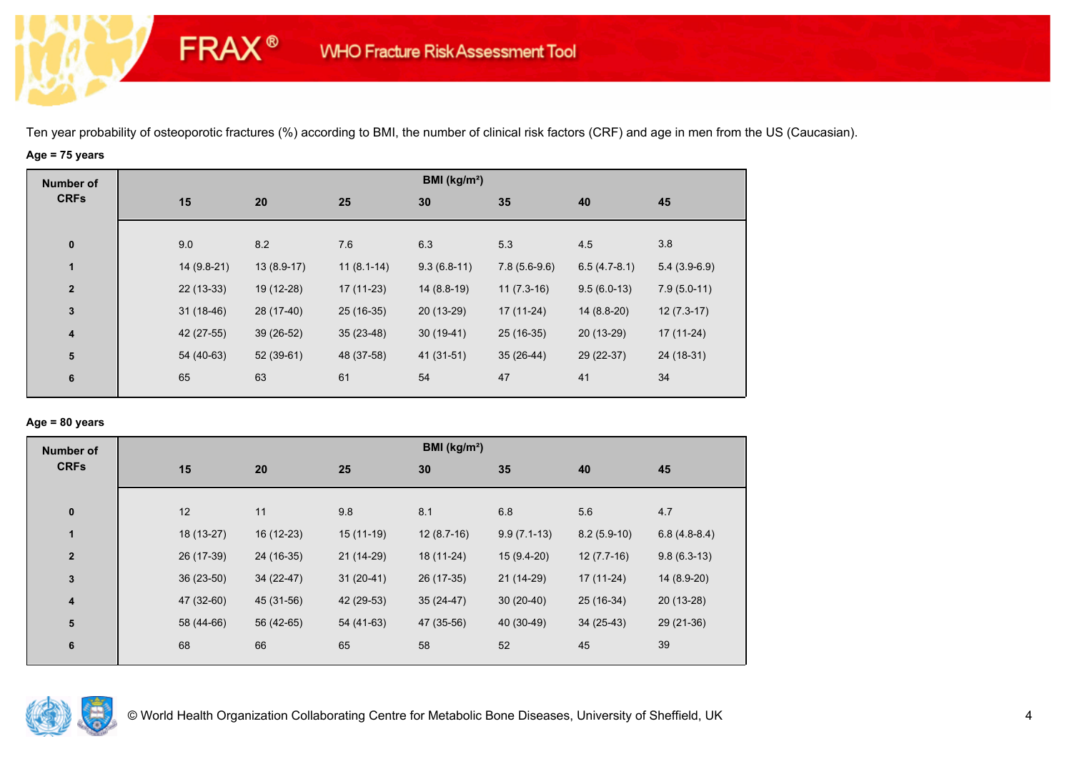FRAX® WHO Fracture Risk Assessment Tool

Ten year probability of osteoporotic fractures (%) according to BMI, the number of clinical risk factors (CRF) and age in men from the US (Caucasian).

**Age = 75 years**

| Number of CRFs | BMI (kg/m²) | | | | | | |
|---|---|---|---|---|---|---|---|
| | 15 | 20 | 25 | 30 | 35 | 40 | 45 |
| 0 | 9.0 | 8.2 | 7.6 | 6.3 | 5.3 | 4.5 | 3.8 |
| 1 | 14 (9.8-21) | 13 (8.9-17) | 11 (8.1-14) | 9.3 (6.8-11) | 7.8 (5.6-9.6) | 6.5 (4.7-8.1) | 5.4 (3.9-6.9) |
| 2 | 22 (13-33) | 19 (12-28) | 17 (11-23) | 14 (8.8-19) | 11 (7.3-16) | 9.5 (6.0-13) | 7.9 (5.0-11) |
| 3 | 31 (18-46) | 28 (17-40) | 25 (16-35) | 20 (13-29) | 17 (11-24) | 14 (8.8-20) | 12 (7.3-17) |
| 4 | 42 (27-55) | 39 (26-52) | 35 (23-48) | 30 (19-41) | 25 (16-35) | 20 (13-29) | 17 (11-24) |
| 5 | 54 (40-63) | 52 (39-61) | 48 (37-58) | 41 (31-51) | 35 (26-44) | 29 (22-37) | 24 (18-31) |
| 6 | 65 | 63 | 61 | 54 | 47 | 41 | 34 |

**Age = 80 years**

| Number of CRFs | BMI (kg/m²) | | | | | | |
|---|---|---|---|---|---|---|---|
| | 15 | 20 | 25 | 30 | 35 | 40 | 45 |
| 0 | 12 | 11 | 9.8 | 8.1 | 6.8 | 5.6 | 4.7 |
| 1 | 18 (13-27) | 16 (12-23) | 15 (11-19) | 12 (8.7-16) | 9.9 (7.1-13) | 8.2 (5.9-10) | 6.8 (4.8-8.4) |
| 2 | 26 (17-39) | 24 (16-35) | 21 (14-29) | 18 (11-24) | 15 (9.4-20) | 12 (7.7-16) | 9.8 (6.3-13) |
| 3 | 36 (23-50) | 34 (22-47) | 31 (20-41) | 26 (17-35) | 21 (14-29) | 17 (11-24) | 14 (8.9-20) |
| 4 | 47 (32-60) | 45 (31-56) | 42 (29-53) | 35 (24-47) | 30 (20-40) | 25 (16-34) | 20 (13-28) |
| 5 | 58 (44-66) | 56 (42-65) | 54 (41-63) | 47 (35-56) | 40 (30-49) | 34 (25-43) | 29 (21-36) |
| 6 | 68 | 66 | 65 | 58 | 52 | 45 | 39 |

© World Health Organization Collaborating Centre for Metabolic Bone Diseases, University of Sheffield, UK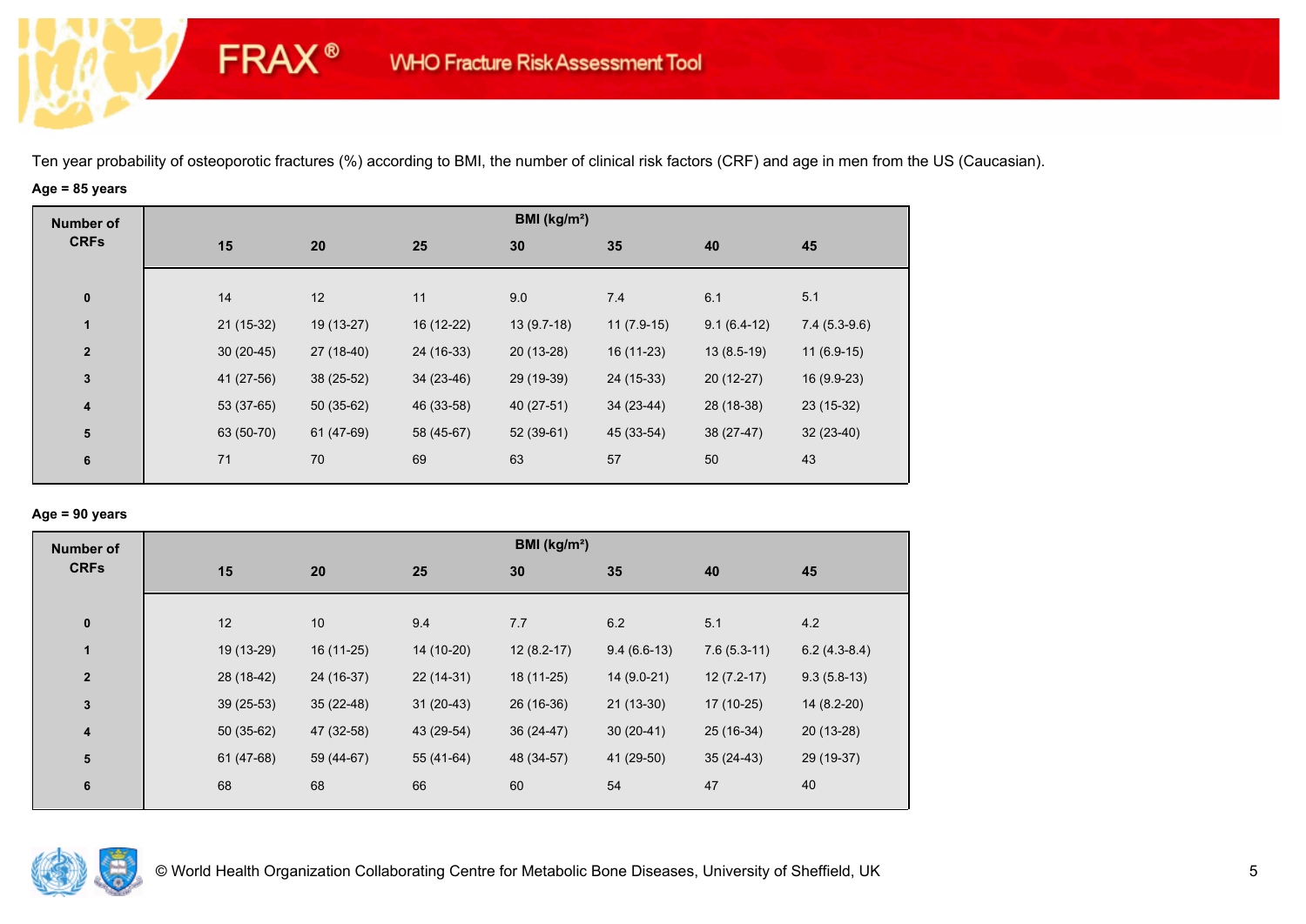FRAX® WHO Fracture Risk Assessment Tool

Ten year probability of osteoporotic fractures (%) according to BMI, the number of clinical risk factors (CRF) and age in men from the US (Caucasian).

**Age = 85 years**

| Number of CRFs | BMI (kg/m²) | | | | | | |
|---|---|---|---|---|---|---|---|
| | 15 | 20 | 25 | 30 | 35 | 40 | 45 |
| 0 | 14 | 12 | 11 | 9.0 | 7.4 | 6.1 | 5.1 |
| 1 | 21 (15-32) | 19 (13-27) | 16 (12-22) | 13 (9.7-18) | 11 (7.9-15) | 9.1 (6.4-12) | 7.4 (5.3-9.6) |
| 2 | 30 (20-45) | 27 (18-40) | 24 (16-33) | 20 (13-28) | 16 (11-23) | 13 (8.5-19) | 11 (6.9-15) |
| 3 | 41 (27-56) | 38 (25-52) | 34 (23-46) | 29 (19-39) | 24 (15-33) | 20 (12-27) | 16 (9.9-23) |
| 4 | 53 (37-65) | 50 (35-62) | 46 (33-58) | 40 (27-51) | 34 (23-44) | 28 (18-38) | 23 (15-32) |
| 5 | 63 (50-70) | 61 (47-69) | 58 (45-67) | 52 (39-61) | 45 (33-54) | 38 (27-47) | 32 (23-40) |
| 6 | 71 | 70 | 69 | 63 | 57 | 50 | 43 |

**Age = 90 years**

| Number of CRFs | BMI (kg/m²) | | | | | | |
|---|---|---|---|---|---|---|---|
| | 15 | 20 | 25 | 30 | 35 | 40 | 45 |
| 0 | 12 | 10 | 9.4 | 7.7 | 6.2 | 5.1 | 4.2 |
| 1 | 19 (13-29) | 16 (11-25) | 14 (10-20) | 12 (8.2-17) | 9.4 (6.6-13) | 7.6 (5.3-11) | 6.2 (4.3-8.4) |
| 2 | 28 (18-42) | 24 (16-37) | 22 (14-31) | 18 (11-25) | 14 (9.0-21) | 12 (7.2-17) | 9.3 (5.8-13) |
| 3 | 39 (25-53) | 35 (22-48) | 31 (20-43) | 26 (16-36) | 21 (13-30) | 17 (10-25) | 14 (8.2-20) |
| 4 | 50 (35-62) | 47 (32-58) | 43 (29-54) | 36 (24-47) | 30 (20-41) | 25 (16-34) | 20 (13-28) |
| 5 | 61 (47-68) | 59 (44-67) | 55 (41-64) | 48 (34-57) | 41 (29-50) | 35 (24-43) | 29 (19-37) |
| 6 | 68 | 68 | 66 | 60 | 54 | 47 | 40 |

© World Health Organization Collaborating Centre for Metabolic Bone Diseases, University of Sheffield, UK